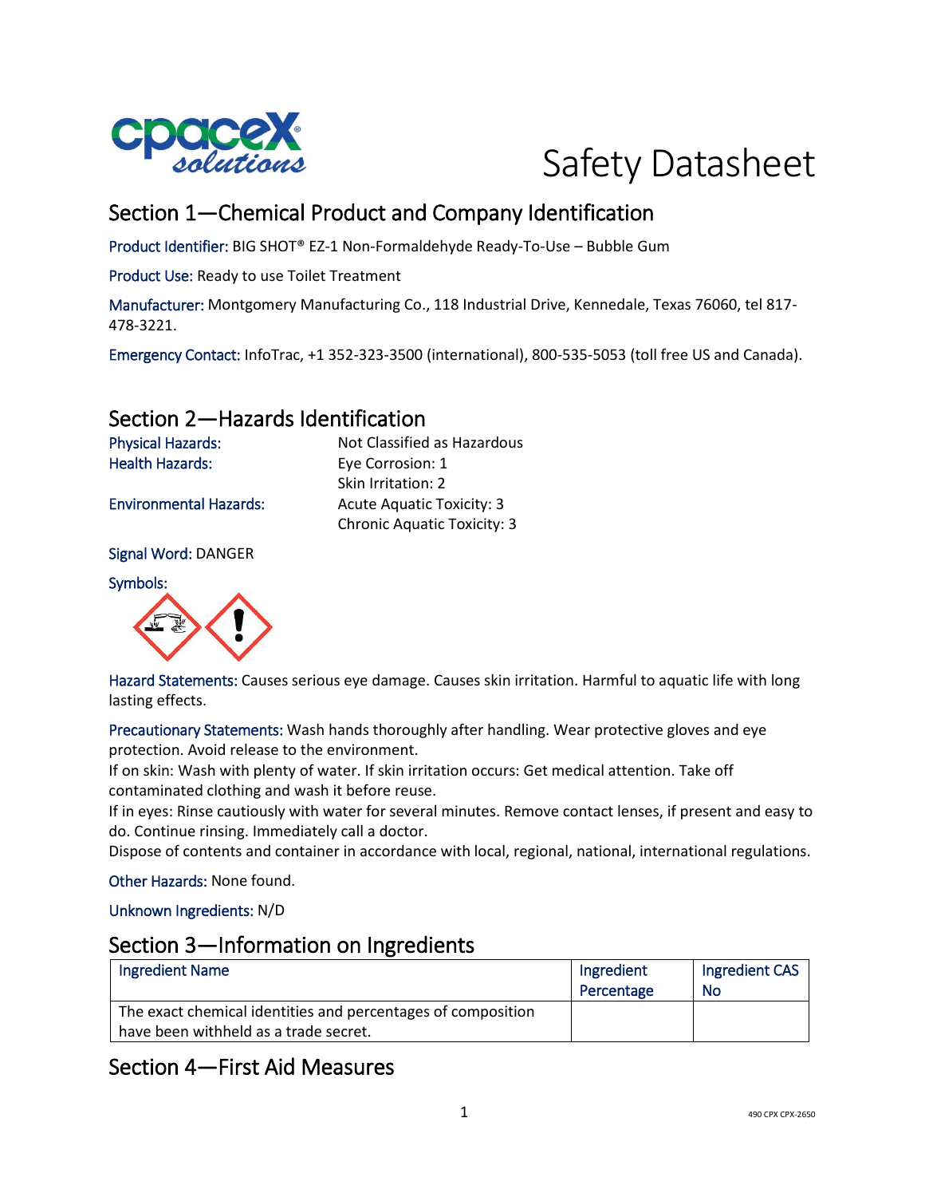# Safety Datasheet

## Section 1—Chemical Product and Company Identification

Product Identifier: BIG SHOT® EZ-1 Non-Formaldehyde Ready-To-Use – Bubble Gum

Product Use: Ready to use Toilet Treatment

Manufacturer: Montgomery Manufacturing Co., 118 Industrial Drive, Kennedale, Texas 76060, tel 817-478-3221.

Emergency Contact: InfoTrac, +1 352-323-3500 (international), 800-535-5053 (toll free US and Canada).

## Section 2—Hazards Identification

Physical Hazards: Not Classified as Hazardous

Health Hazards: Eye Corrosion: 1
Skin Irritation: 2

Environmental Hazards: Acute Aquatic Toxicity: 3
Chronic Aquatic Toxicity: 3

Signal Word: DANGER

Symbols:

Hazard Statements: Causes serious eye damage. Causes skin irritation. Harmful to aquatic life with long lasting effects.

Precautionary Statements: Wash hands thoroughly after handling. Wear protective gloves and eye protection. Avoid release to the environment.
If on skin: Wash with plenty of water. If skin irritation occurs: Get medical attention. Take off contaminated clothing and wash it before reuse.
If in eyes: Rinse cautiously with water for several minutes. Remove contact lenses, if present and easy to do. Continue rinsing. Immediately call a doctor.
Dispose of contents and container in accordance with local, regional, national, international regulations.

Other Hazards: None found.

Unknown Ingredients: N/D

## Section 3—Information on Ingredients

| Ingredient Name | Ingredient Percentage | Ingredient CAS No |
|---|---|---|
| The exact chemical identities and percentages of composition have been withheld as a trade secret. | | |

## Section 4—First Aid Measures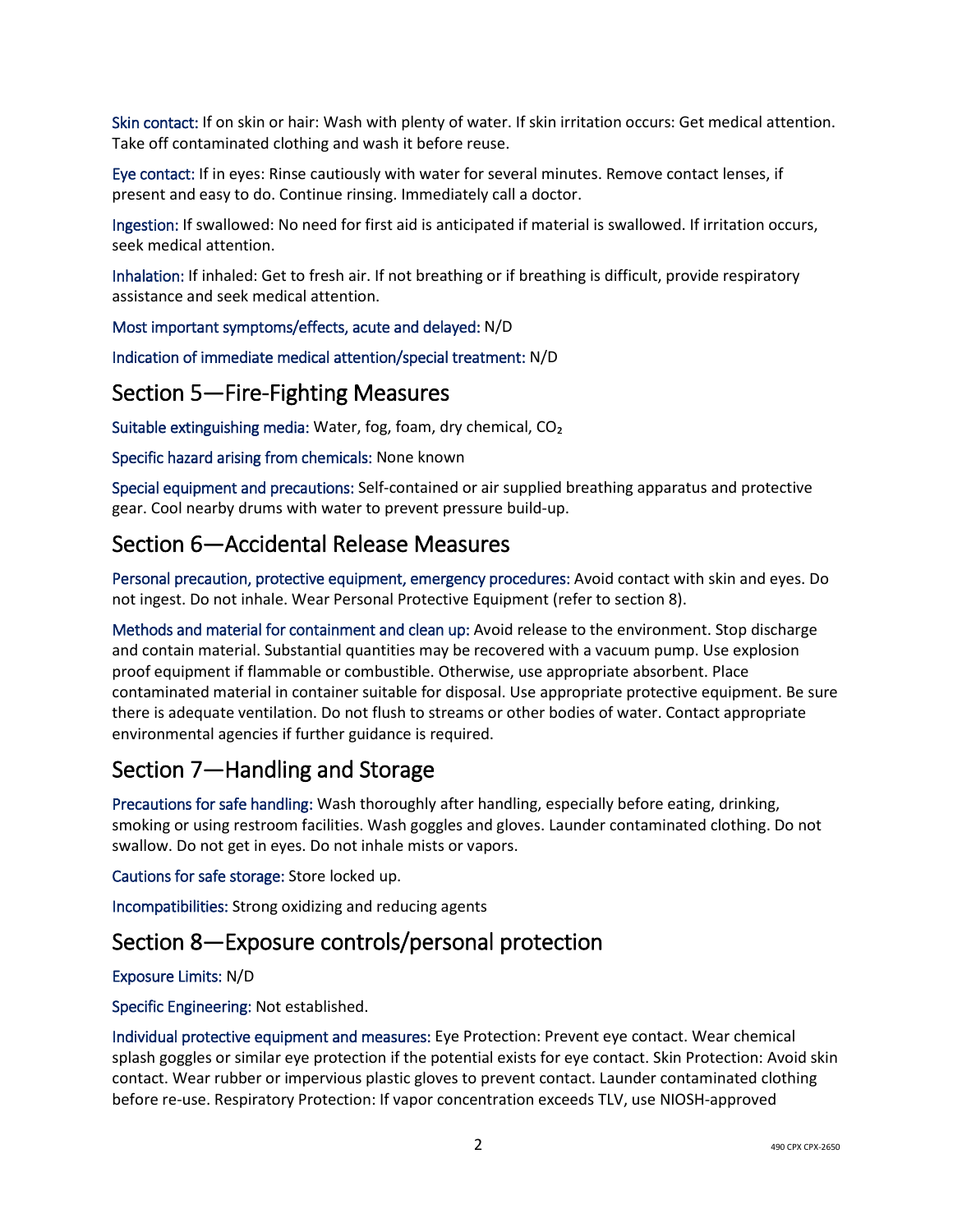**Skin contact:** If on skin or hair: Wash with plenty of water. If skin irritation occurs: Get medical attention. Take off contaminated clothing and wash it before reuse.

**Eye contact:** If in eyes: Rinse cautiously with water for several minutes. Remove contact lenses, if present and easy to do. Continue rinsing. Immediately call a doctor.

**Ingestion:** If swallowed: No need for first aid is anticipated if material is swallowed. If irritation occurs, seek medical attention.

**Inhalation:** If inhaled: Get to fresh air. If not breathing or if breathing is difficult, provide respiratory assistance and seek medical attention.

**Most important symptoms/effects, acute and delayed:** N/D

**Indication of immediate medical attention/special treatment:** N/D

## Section 5—Fire-Fighting Measures

**Suitable extinguishing media:** Water, fog, foam, dry chemical, $CO_2$

**Specific hazard arising from chemicals:** None known

**Special equipment and precautions:** Self-contained or air supplied breathing apparatus and protective gear. Cool nearby drums with water to prevent pressure build-up.

## Section 6—Accidental Release Measures

**Personal precaution, protective equipment, emergency procedures:** Avoid contact with skin and eyes. Do not ingest. Do not inhale. Wear Personal Protective Equipment (refer to section 8).

**Methods and material for containment and clean up:** Avoid release to the environment. Stop discharge and contain material. Substantial quantities may be recovered with a vacuum pump. Use explosion proof equipment if flammable or combustible. Otherwise, use appropriate absorbent. Place contaminated material in container suitable for disposal. Use appropriate protective equipment. Be sure there is adequate ventilation. Do not flush to streams or other bodies of water. Contact appropriate environmental agencies if further guidance is required.

## Section 7—Handling and Storage

**Precautions for safe handling:** Wash thoroughly after handling, especially before eating, drinking, smoking or using restroom facilities. Wash goggles and gloves. Launder contaminated clothing. Do not swallow. Do not get in eyes. Do not inhale mists or vapors.

**Cautions for safe storage:** Store locked up.

**Incompatibilities:** Strong oxidizing and reducing agents

## Section 8—Exposure controls/personal protection

**Exposure Limits:** N/D

**Specific Engineering:** Not established.

**Individual protective equipment and measures:** Eye Protection: Prevent eye contact. Wear chemical splash goggles or similar eye protection if the potential exists for eye contact. Skin Protection: Avoid skin contact. Wear rubber or impervious plastic gloves to prevent contact. Launder contaminated clothing before re-use. Respiratory Protection: If vapor concentration exceeds TLV, use NIOSH-approved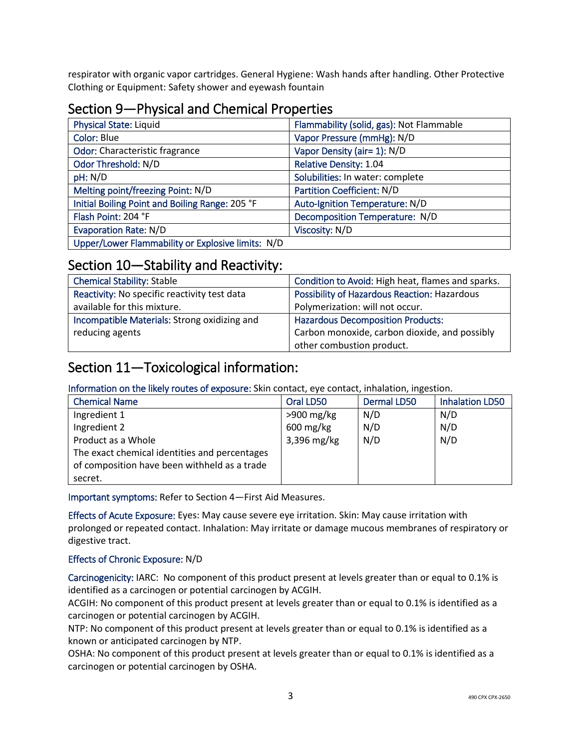respirator with organic vapor cartridges. General Hygiene: Wash hands after handling. Other Protective Clothing or Equipment: Safety shower and eyewash fountain

## Section 9—Physical and Chemical Properties

| | |
|---|---|
| Physical State: Liquid | Flammability (solid, gas): Not Flammable |
| Color: Blue | Vapor Pressure (mmHg): N/D |
| Odor: Characteristic fragrance | Vapor Density (air= 1): N/D |
| Odor Threshold: N/D | Relative Density: 1.04 |
| pH: N/D | Solubilities: In water: complete |
| Melting point/freezing Point: N/D | Partition Coefficient: N/D |
| Initial Boiling Point and Boiling Range: 205 °F | Auto-Ignition Temperature: N/D |
| Flash Point: 204 °F | Decomposition Temperature: N/D |
| Evaporation Rate: N/D | Viscosity: N/D |
| Upper/Lower Flammability or Explosive limits: N/D | |

## Section 10—Stability and Reactivity:

| | |
|---|---|
| Chemical Stability: Stable | Condition to Avoid: High heat, flames and sparks. |
| Reactivity: No specific reactivity test data available for this mixture. | Possibility of Hazardous Reaction: Hazardous Polymerization: will not occur. |
| Incompatible Materials: Strong oxidizing and reducing agents | Hazardous Decomposition Products: Carbon monoxide, carbon dioxide, and possibly other combustion product. |

## Section 11—Toxicological information:

Information on the likely routes of exposure: Skin contact, eye contact, inhalation, ingestion.

| Chemical Name | Oral LD50 | Dermal LD50 | Inhalation LD50 |
|---|---|---|---|
| Ingredient 1 | >900 mg/kg | N/D | N/D |
| Ingredient 2 | 600 mg/kg | N/D | N/D |
| Product as a Whole | 3,396 mg/kg | N/D | N/D |
| The exact chemical identities and percentages of composition have been withheld as a trade secret. | | | |

Important symptoms: Refer to Section 4—First Aid Measures.

Effects of Acute Exposure: Eyes: May cause severe eye irritation. Skin: May cause irritation with prolonged or repeated contact. Inhalation: May irritate or damage mucous membranes of respiratory or digestive tract.

Effects of Chronic Exposure: N/D

Carcinogenicity: IARC: No component of this product present at levels greater than or equal to 0.1% is identified as a carcinogen or potential carcinogen by ACGIH.
ACGIH: No component of this product present at levels greater than or equal to 0.1% is identified as a carcinogen or potential carcinogen by ACGIH.
NTP: No component of this product present at levels greater than or equal to 0.1% is identified as a known or anticipated carcinogen by NTP.
OSHA: No component of this product present at levels greater than or equal to 0.1% is identified as a carcinogen or potential carcinogen by OSHA.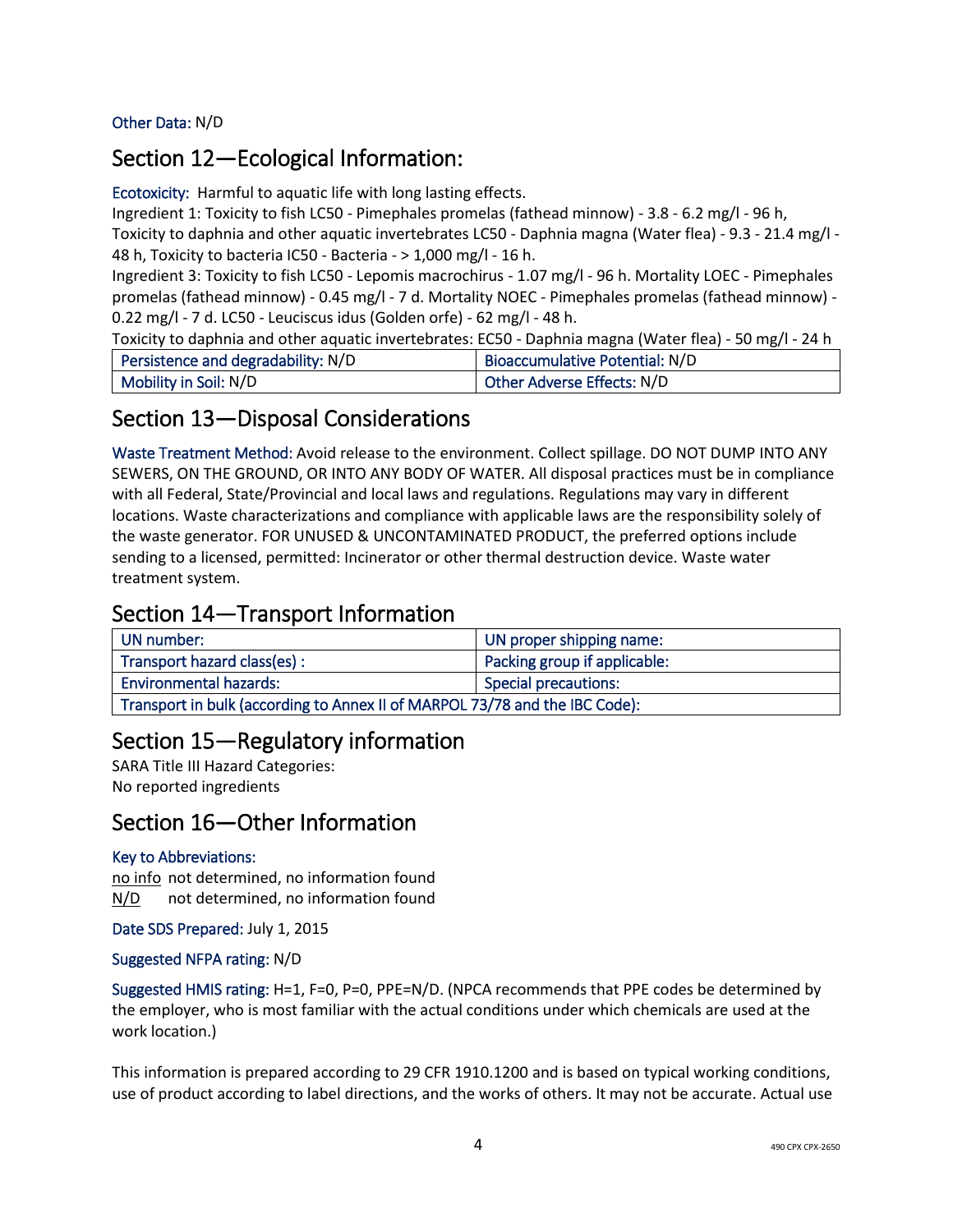Other Data: N/D

## Section 12—Ecological Information:

Ecotoxicity: Harmful to aquatic life with long lasting effects.
Ingredient 1: Toxicity to fish LC50 - Pimephales promelas (fathead minnow) - 3.8 - 6.2 mg/l - 96 h, Toxicity to daphnia and other aquatic invertebrates LC50 - Daphnia magna (Water flea) - 9.3 - 21.4 mg/l - 48 h, Toxicity to bacteria IC50 - Bacteria - > 1,000 mg/l - 16 h.
Ingredient 3: Toxicity to fish LC50 - Lepomis macrochirus - 1.07 mg/l - 96 h. Mortality LOEC - Pimephales promelas (fathead minnow) - 0.45 mg/l - 7 d. Mortality NOEC - Pimephales promelas (fathead minnow) - 0.22 mg/l - 7 d. LC50 - Leuciscus idus (Golden orfe) - 62 mg/l - 48 h.
Toxicity to daphnia and other aquatic invertebrates: EC50 - Daphnia magna (Water flea) - 50 mg/l - 24 h

| Persistence and degradability: N/D | Bioaccumulative Potential: N/D |
|---|---|
| Mobility in Soil: N/D | Other Adverse Effects: N/D |

## Section 13—Disposal Considerations

Waste Treatment Method: Avoid release to the environment. Collect spillage. DO NOT DUMP INTO ANY SEWERS, ON THE GROUND, OR INTO ANY BODY OF WATER. All disposal practices must be in compliance with all Federal, State/Provincial and local laws and regulations. Regulations may vary in different locations. Waste characterizations and compliance with applicable laws are the responsibility solely of the waste generator. FOR UNUSED & UNCONTAMINATED PRODUCT, the preferred options include sending to a licensed, permitted: Incinerator or other thermal destruction device. Waste water treatment system.

## Section 14—Transport Information

| UN number: | UN proper shipping name: |
|---|---|
| Transport hazard class(es) : | Packing group if applicable: |
| Environmental hazards: | Special precautions: |
| Transport in bulk (according to Annex II of MARPOL 73/78 and the IBC Code): | |

## Section 15—Regulatory information

SARA Title III Hazard Categories:
No reported ingredients

## Section 16—Other Information

Key to Abbreviations:
no info not determined, no information found
N/D not determined, no information found

Date SDS Prepared: July 1, 2015

Suggested NFPA rating: N/D

Suggested HMIS rating: H=1, F=0, P=0, PPE=N/D. (NPCA recommends that PPE codes be determined by the employer, who is most familiar with the actual conditions under which chemicals are used at the work location.)

This information is prepared according to 29 CFR 1910.1200 and is based on typical working conditions, use of product according to label directions, and the works of others. It may not be accurate. Actual use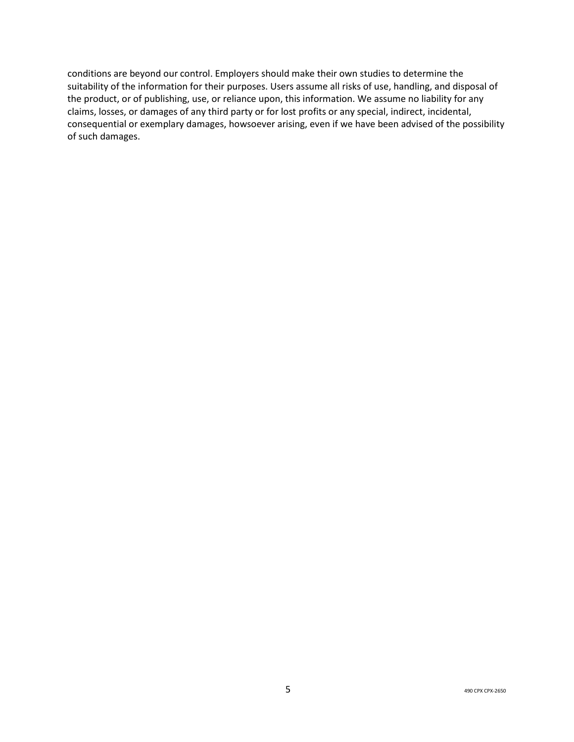conditions are beyond our control. Employers should make their own studies to determine the suitability of the information for their purposes. Users assume all risks of use, handling, and disposal of the product, or of publishing, use, or reliance upon, this information. We assume no liability for any claims, losses, or damages of any third party or for lost profits or any special, indirect, incidental, consequential or exemplary damages, howsoever arising, even if we have been advised of the possibility of such damages.